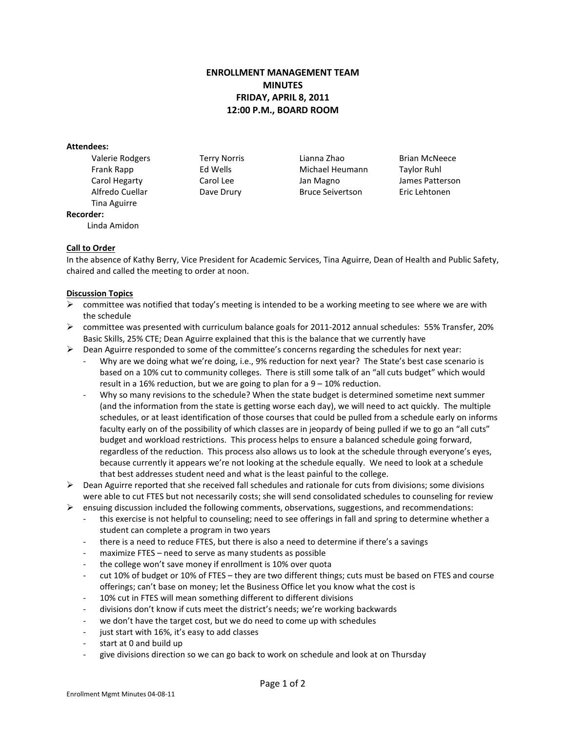# ENROLLMENT MANAGEMENT TEAM
# MINUTES
# FRIDAY, APRIL 8, 2011
# 12:00 P.M., BOARD ROOM

**Attendees:**

Valerie Rodgers
Frank Rapp
Carol Hegarty
Alfredo Cuellar
Tina Aguirre
Terry Norris
Ed Wells
Carol Lee
Dave Drury
Lianna Zhao
Michael Heumann
Jan Magno
Bruce Seivertson
Brian McNeece
Taylor Ruhl
James Patterson
Eric Lehtonen

**Recorder:**

Linda Amidon

**Call to Order**

In the absence of Kathy Berry, Vice President for Academic Services, Tina Aguirre, Dean of Health and Public Safety, chaired and called the meeting to order at noon.

**Discussion Topics**

- committee was notified that today's meeting is intended to be a working meeting to see where we are with the schedule
- committee was presented with curriculum balance goals for 2011-2012 annual schedules: 55% Transfer, 20% Basic Skills, 25% CTE; Dean Aguirre explained that this is the balance that we currently have
- Dean Aguirre responded to some of the committee's concerns regarding the schedules for next year:
  - Why are we doing what we're doing, i.e., 9% reduction for next year? The State's best case scenario is based on a 10% cut to community colleges. There is still some talk of an "all cuts budget" which would result in a 16% reduction, but we are going to plan for a 9 – 10% reduction.
  - Why so many revisions to the schedule? When the state budget is determined sometime next summer (and the information from the state is getting worse each day), we will need to act quickly. The multiple schedules, or at least identification of those courses that could be pulled from a schedule early on informs faculty early on of the possibility of which classes are in jeopardy of being pulled if we to go an "all cuts" budget and workload restrictions. This process helps to ensure a balanced schedule going forward, regardless of the reduction. This process also allows us to look at the schedule through everyone's eyes, because currently it appears we're not looking at the schedule equally. We need to look at a schedule that best addresses student need and what is the least painful to the college.
- Dean Aguirre reported that she received fall schedules and rationale for cuts from divisions; some divisions were able to cut FTES but not necessarily costs; she will send consolidated schedules to counseling for review
- ensuing discussion included the following comments, observations, suggestions, and recommendations:
  - this exercise is not helpful to counseling; need to see offerings in fall and spring to determine whether a student can complete a program in two years
  - there is a need to reduce FTES, but there is also a need to determine if there's a savings
  - maximize FTES – need to serve as many students as possible
  - the college won't save money if enrollment is 10% over quota
  - cut 10% of budget or 10% of FTES – they are two different things; cuts must be based on FTES and course offerings; can't base on money; let the Business Office let you know what the cost is
  - 10% cut in FTES will mean something different to different divisions
  - divisions don't know if cuts meet the district's needs; we're working backwards
  - we don't have the target cost, but we do need to come up with schedules
  - just start with 16%, it's easy to add classes
  - start at 0 and build up
  - give divisions direction so we can go back to work on schedule and look at on Thursday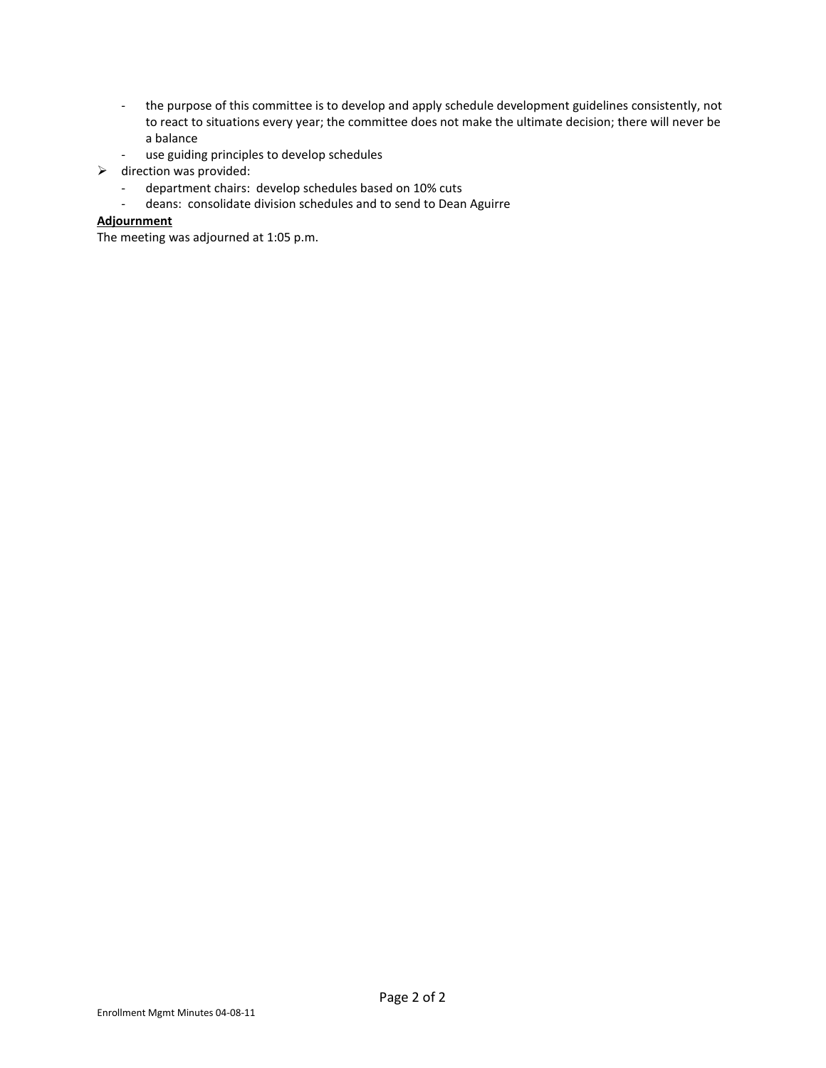- the purpose of this committee is to develop and apply schedule development guidelines consistently, not to react to situations every year; the committee does not make the ultimate decision; there will never be a balance
  - use guiding principles to develop schedules
- direction was provided:
  - department chairs: develop schedules based on 10% cuts
  - deans: consolidate division schedules and to send to Dean Aguirre

**Adjournment**

The meeting was adjourned at 1:05 p.m.